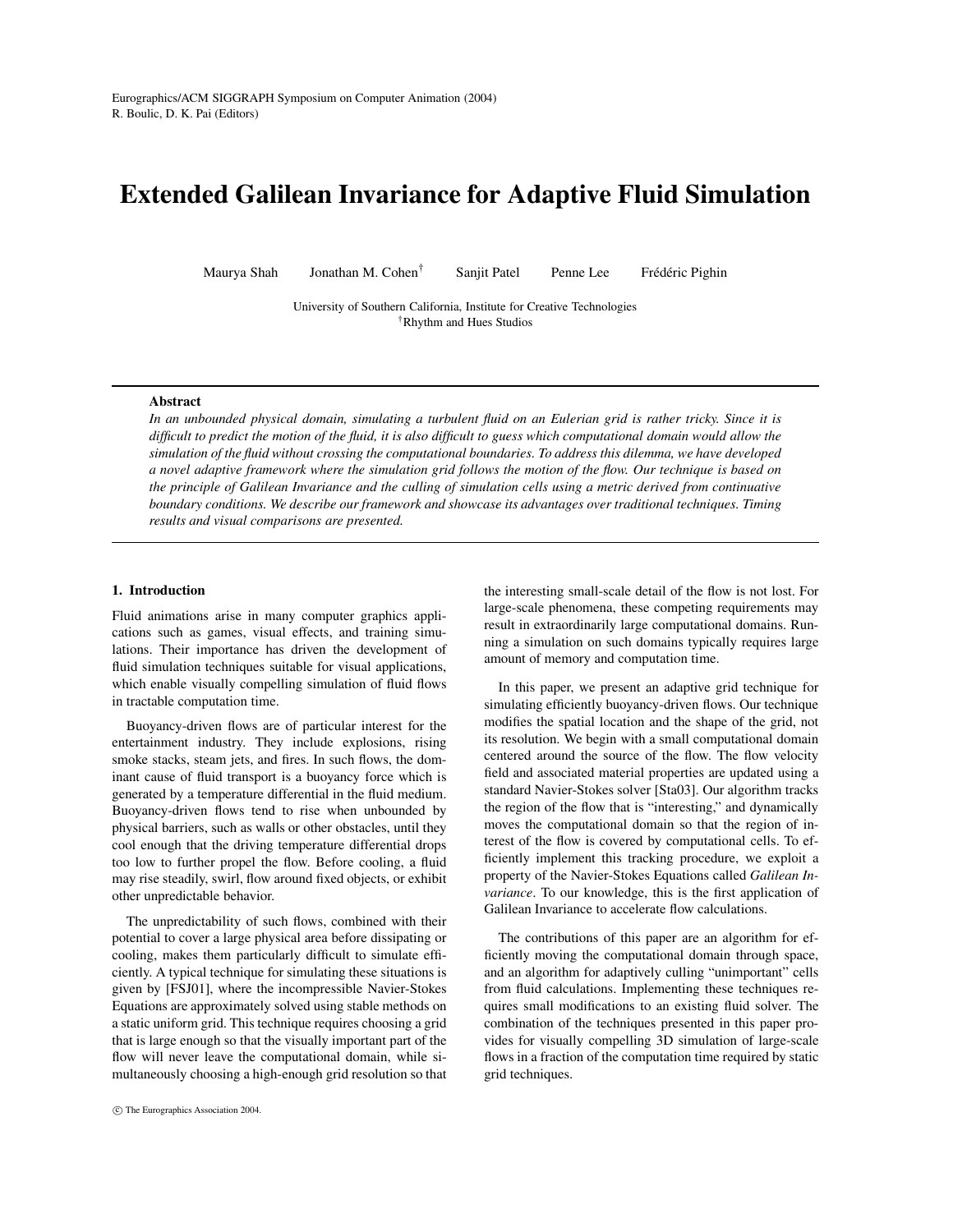# Extended Galilean Invariance for Adaptive Fluid Simulation

Maurya Shah  Jonathan M. Cohen[†]  Sanjit Patel  Penne Lee  Frédéric Pighin

University of Southern California, Institute for Creative Technologies
[†]Rhythm and Hues Studios

---

**Abstract**

*In an unbounded physical domain, simulating a turbulent fluid on an Eulerian grid is rather tricky. Since it is difficult to predict the motion of the fluid, it is also difficult to guess which computational domain would allow the simulation of the fluid without crossing the computational boundaries. To address this dilemma, we have developed a novel adaptive framework where the simulation grid follows the motion of the flow. Our technique is based on the principle of Galilean Invariance and the culling of simulation cells using a metric derived from continuative boundary conditions. We describe our framework and showcase its advantages over traditional techniques. Timing results and visual comparisons are presented.*

---

## 1. Introduction

Fluid animations arise in many computer graphics applications such as games, visual effects, and training simulations. Their importance has driven the development of fluid simulation techniques suitable for visual applications, which enable visually compelling simulation of fluid flows in tractable computation time.

Buoyancy-driven flows are of particular interest for the entertainment industry. They include explosions, rising smoke stacks, steam jets, and fires. In such flows, the dominant cause of fluid transport is a buoyancy force which is generated by a temperature differential in the fluid medium. Buoyancy-driven flows tend to rise when unbounded by physical barriers, such as walls or other obstacles, until they cool enough that the driving temperature differential drops too low to further propel the flow. Before cooling, a fluid may rise steadily, swirl, flow around fixed objects, or exhibit other unpredictable behavior.

The unpredictability of such flows, combined with their potential to cover a large physical area before dissipating or cooling, makes them particularly difficult to simulate efficiently. A typical technique for simulating these situations is given by [FSJ01], where the incompressible Navier-Stokes Equations are approximately solved using stable methods on a static uniform grid. This technique requires choosing a grid that is large enough so that the visually important part of the flow will never leave the computational domain, while simultaneously choosing a high-enough grid resolution so that the interesting small-scale detail of the flow is not lost. For large-scale phenomena, these competing requirements may result in extraordinarily large computational domains. Running a simulation on such domains typically requires large amount of memory and computation time.

In this paper, we present an adaptive grid technique for simulating efficiently buoyancy-driven flows. Our technique modifies the spatial location and the shape of the grid, not its resolution. We begin with a small computational domain centered around the source of the flow. The flow velocity field and associated material properties are updated using a standard Navier-Stokes solver [Sta03]. Our algorithm tracks the region of the flow that is "interesting," and dynamically moves the computational domain so that the region of interest of the flow is covered by computational cells. To efficiently implement this tracking procedure, we exploit a property of the Navier-Stokes Equations called *Galilean Invariance*. To our knowledge, this is the first application of Galilean Invariance to accelerate flow calculations.

The contributions of this paper are an algorithm for efficiently moving the computational domain through space, and an algorithm for adaptively culling "unimportant" cells from fluid calculations. Implementing these techniques requires small modifications to an existing fluid solver. The combination of the techniques presented in this paper provides for visually compelling 3D simulation of large-scale flows in a fraction of the computation time required by static grid techniques.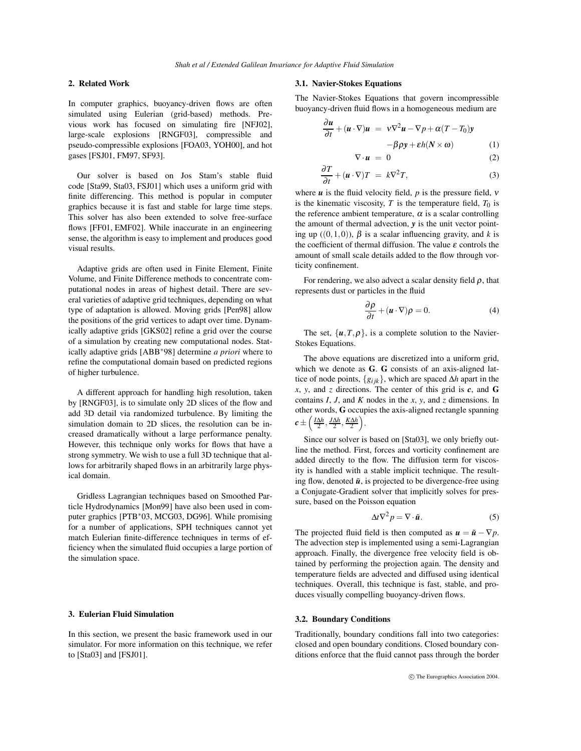## 2. Related Work

In computer graphics, buoyancy-driven flows are often simulated using Eulerian (grid-based) methods. Previous work has focused on simulating fire [NFJ02], large-scale explosions [RNGF03], compressible and pseudo-compressible explosions [FOA03, YOH00], and hot gases [FSJ01, FM97, SF93].

Our solver is based on Jos Stam's stable fluid code [Sta99, Sta03, FSJ01] which uses a uniform grid with finite differencing. This method is popular in computer graphics because it is fast and stable for large time steps. This solver has also been extended to solve free-surface flows [FF01, EMF02]. While inaccurate in an engineering sense, the algorithm is easy to implement and produces good visual results.

Adaptive grids are often used in Finite Element, Finite Volume, and Finite Difference methods to concentrate computational nodes in areas of highest detail. There are several varieties of adaptive grid techniques, depending on what type of adaptation is allowed. Moving grids [Pen98] allow the positions of the grid vertices to adapt over time. Dynamically adaptive grids [GKS02] refine a grid over the course of a simulation by creating new computational nodes. Statically adaptive grids [ABB*98] determine *a priori* where to refine the computational domain based on predicted regions of higher turbulence.

A different approach for handling high resolution, taken by [RNGF03], is to simulate only 2D slices of the flow and add 3D detail via randomized turbulence. By limiting the simulation domain to 2D slices, the resolution can be increased dramatically without a large performance penalty. However, this technique only works for flows that have a strong symmetry. We wish to use a full 3D technique that allows for arbitrarily shaped flows in an arbitrarily large physical domain.

Gridless Lagrangian techniques based on Smoothed Particle Hydrodynamics [Mon99] have also been used in computer graphics [PTB*03, MCG03, DG96]. While promising for a number of applications, SPH techniques cannot yet match Eulerian finite-difference techniques in terms of efficiency when the simulated fluid occupies a large portion of the simulation space.

## 3. Eulerian Fluid Simulation

In this section, we present the basic framework used in our simulator. For more information on this technique, we refer to [Sta03] and [FSJ01].

### 3.1. Navier-Stokes Equations

The Navier-Stokes Equations that govern incompressible buoyancy-driven fluid flows in a homogeneous medium are

$$\frac{\partial \boldsymbol{u}}{\partial t} + (\boldsymbol{u} \cdot \nabla)\boldsymbol{u} = \nu \nabla^2 \boldsymbol{u} - \nabla p + \alpha (T - T_0)\boldsymbol{y} - \beta \rho \boldsymbol{y} + \varepsilon h(\boldsymbol{N} \times \boldsymbol{\omega}) \quad (1)$$

$$\nabla \cdot \boldsymbol{u} = 0 \quad (2)$$

$$\frac{\partial T}{\partial t} + (\boldsymbol{u} \cdot \nabla)T = k \nabla^2 T, \quad (3)$$

where $\boldsymbol{u}$ is the fluid velocity field, $p$ is the pressure field, $\nu$ is the kinematic viscosity, $T$ is the temperature field, $T_0$ is the reference ambient temperature, $\alpha$ is a scalar controlling the amount of thermal advection, $\boldsymbol{y}$ is the unit vector pointing up ($(0,1,0)$), $\beta$ is a scalar influencing gravity, and $k$ is the coefficient of thermal diffusion. The value $\varepsilon$ controls the amount of small scale details added to the flow through vorticity confinement.

For rendering, we also advect a scalar density field $\rho$, that represents dust or particles in the fluid

$$\frac{\partial \rho}{\partial t} + (\boldsymbol{u} \cdot \nabla)\rho = 0. \quad (4)$$

The set, $\{\boldsymbol{u}, T, \rho\}$, is a complete solution to the Navier-Stokes Equations.

The above equations are discretized into a uniform grid, which we denote as $\mathbf{G}$. $\mathbf{G}$ consists of an axis-aligned lattice of node points, $\{g_{ijk}\}$, which are spaced $\Delta h$ apart in the $x$, $y$, and $z$ directions. The center of this grid is $\boldsymbol{c}$, and $\mathbf{G}$ contains $I$, $J$, and $K$ nodes in the $x$, $y$, and $z$ dimensions. In other words, $\mathbf{G}$ occupies the axis-aligned rectangle spanning $\boldsymbol{c} \pm \left(\frac{I\Delta h}{2}, \frac{J\Delta h}{2}, \frac{K\Delta h}{2}\right)$.

Since our solver is based on [Sta03], we only briefly outline the method. First, forces and vorticity confinement are added directly to the flow. The diffusion term for viscosity is handled with a stable implicit technique. The resulting flow, denoted $\tilde{\boldsymbol{u}}$, is projected to be divergence-free using a Conjugate-Gradient solver that implicitly solves for pressure, based on the Poisson equation

$$\Delta t \nabla^2 p = \nabla \cdot \tilde{\boldsymbol{u}}. \quad (5)$$

The projected fluid field is then computed as $\boldsymbol{u} = \tilde{\boldsymbol{u}} - \nabla p$. The advection step is implemented using a semi-Lagrangian approach. Finally, the divergence free velocity field is obtained by performing the projection again. The density and temperature fields are advected and diffused using identical techniques. Overall, this technique is fast, stable, and produces visually compelling buoyancy-driven flows.

### 3.2. Boundary Conditions

Traditionally, boundary conditions fall into two categories: closed and open boundary conditions. Closed boundary conditions enforce that the fluid cannot pass through the border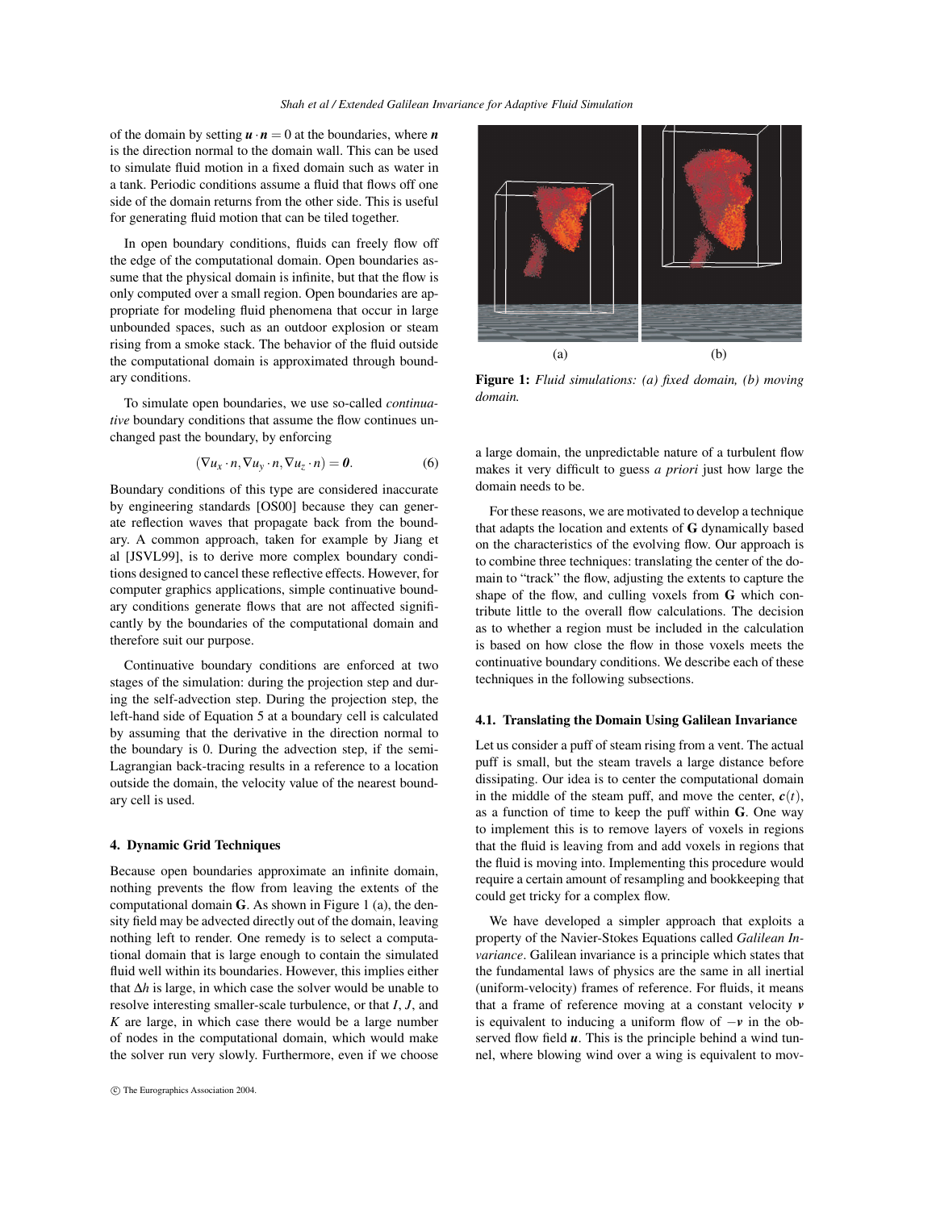of the domain by setting $\boldsymbol{u} \cdot \boldsymbol{n} = 0$ at the boundaries, where $\boldsymbol{n}$ is the direction normal to the domain wall. This can be used to simulate fluid motion in a fixed domain such as water in a tank. Periodic conditions assume a fluid that flows off one side of the domain returns from the other side. This is useful for generating fluid motion that can be tiled together.

In open boundary conditions, fluids can freely flow off the edge of the computational domain. Open boundaries assume that the physical domain is infinite, but that the flow is only computed over a small region. Open boundaries are appropriate for modeling fluid phenomena that occur in large unbounded spaces, such as an outdoor explosion or steam rising from a smoke stack. The behavior of the fluid outside the computational domain is approximated through boundary conditions.

To simulate open boundaries, we use so-called *continuative* boundary conditions that assume the flow continues unchanged past the boundary, by enforcing

$$(\nabla u_x \cdot n, \nabla u_y \cdot n, \nabla u_z \cdot n) = \boldsymbol{0}. \tag{6}$$

Boundary conditions of this type are considered inaccurate by engineering standards [OS00] because they can generate reflection waves that propagate back from the boundary. A common approach, taken for example by Jiang et al [JSVL99], is to derive more complex boundary conditions designed to cancel these reflective effects. However, for computer graphics applications, simple continuative boundary conditions generate flows that are not affected significantly by the boundaries of the computational domain and therefore suit our purpose.

Continuative boundary conditions are enforced at two stages of the simulation: during the projection step and during the self-advection step. During the projection step, the left-hand side of Equation 5 at a boundary cell is calculated by assuming that the derivative in the direction normal to the boundary is 0. During the advection step, if the semi-Lagrangian back-tracing results in a reference to a location outside the domain, the velocity value of the nearest boundary cell is used.

## 4. Dynamic Grid Techniques

Because open boundaries approximate an infinite domain, nothing prevents the flow from leaving the extents of the computational domain **G**. As shown in Figure 1 (a), the density field may be advected directly out of the domain, leaving nothing left to render. One remedy is to select a computational domain that is large enough to contain the simulated fluid well within its boundaries. However, this implies either that $\Delta h$ is large, in which case the solver would be unable to resolve interesting smaller-scale turbulence, or that $I$, $J$, and $K$ are large, in which case there would be a large number of nodes in the computational domain, which would make the solver run very slowly. Furthermore, even if we choose a large domain, the unpredictable nature of a turbulent flow makes it very difficult to guess *a priori* just how large the domain needs to be.

(a) (b)

**Figure 1:** *Fluid simulations: (a) fixed domain, (b) moving domain.*

For these reasons, we are motivated to develop a technique that adapts the location and extents of **G** dynamically based on the characteristics of the evolving flow. Our approach is to combine three techniques: translating the center of the domain to "track" the flow, adjusting the extents to capture the shape of the flow, and culling voxels from **G** which contribute little to the overall flow calculations. The decision as to whether a region must be included in the calculation is based on how close the flow in those voxels meets the continuative boundary conditions. We describe each of these techniques in the following subsections.

### 4.1. Translating the Domain Using Galilean Invariance

Let us consider a puff of steam rising from a vent. The actual puff is small, but the steam travels a large distance before dissipating. Our idea is to center the computational domain in the middle of the steam puff, and move the center, $\boldsymbol{c}(t)$, as a function of time to keep the puff within **G**. One way to implement this is to remove layers of voxels in regions that the fluid is leaving from and add voxels in regions that the fluid is moving into. Implementing this procedure would require a certain amount of resampling and bookkeeping that could get tricky for a complex flow.

We have developed a simpler approach that exploits a property of the Navier-Stokes Equations called *Galilean Invariance*. Galilean invariance is a principle which states that the fundamental laws of physics are the same in all inertial (uniform-velocity) frames of reference. For fluids, it means that a frame of reference moving at a constant velocity $\boldsymbol{v}$ is equivalent to inducing a uniform flow of $-\boldsymbol{v}$ in the observed flow field $\boldsymbol{u}$. This is the principle behind a wind tunnel, where blowing wind over a wing is equivalent to mov-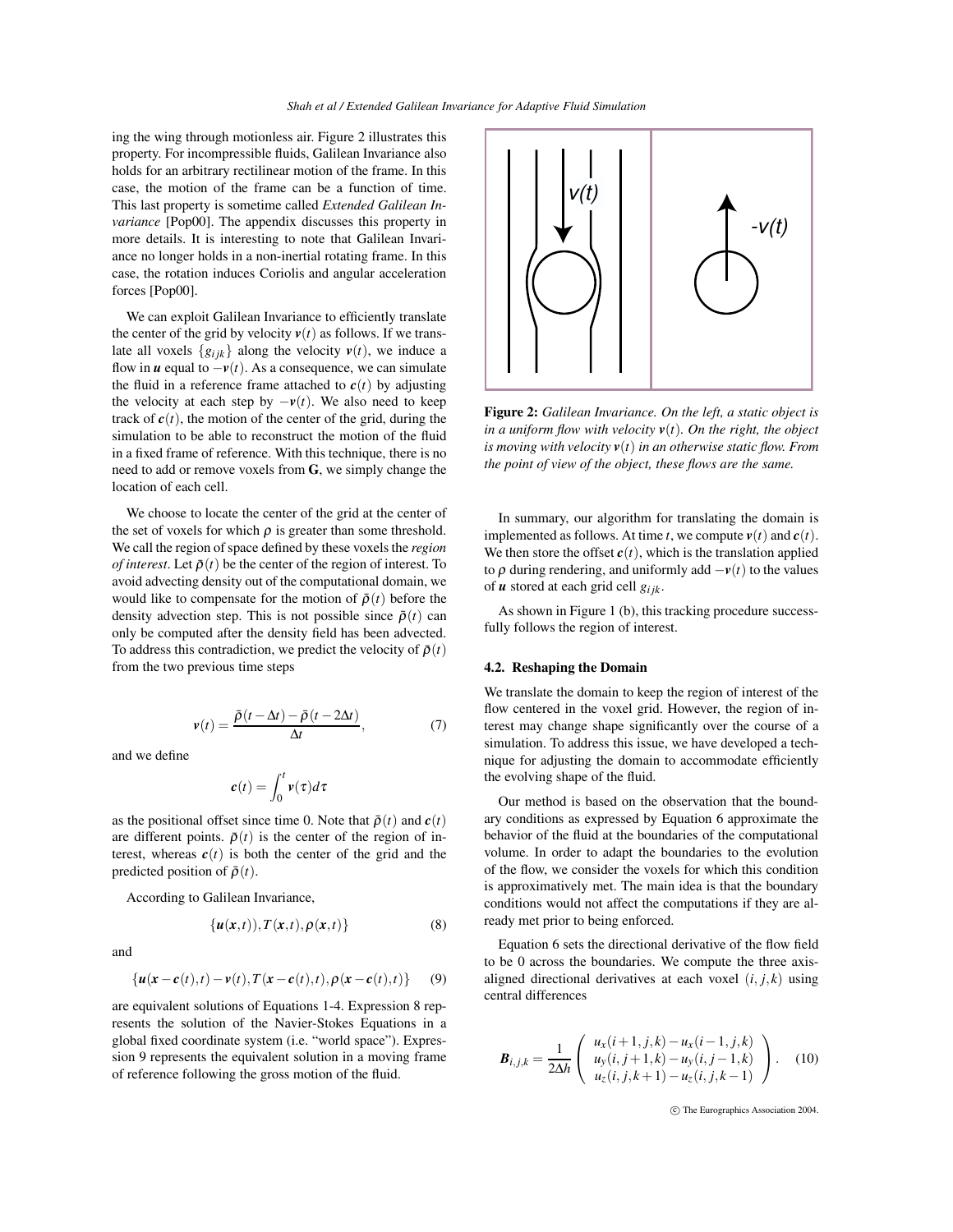ing the wing through motionless air. Figure 2 illustrates this property. For incompressible fluids, Galilean Invariance also holds for an arbitrary rectilinear motion of the frame. In this case, the motion of the frame can be a function of time. This last property is sometime called *Extended Galilean Invariance* [Pop00]. The appendix discusses this property in more details. It is interesting to note that Galilean Invariance no longer holds in a non-inertial rotating frame. In this case, the rotation induces Coriolis and angular acceleration forces [Pop00].

We can exploit Galilean Invariance to efficiently translate the center of the grid by velocity $\boldsymbol{v}(t)$ as follows. If we translate all voxels $\{g_{ijk}\}$ along the velocity $\boldsymbol{v}(t)$, we induce a flow in $\boldsymbol{u}$ equal to $-\boldsymbol{v}(t)$. As a consequence, we can simulate the fluid in a reference frame attached to $\boldsymbol{c}(t)$ by adjusting the velocity at each step by $-\boldsymbol{v}(t)$. We also need to keep track of $\boldsymbol{c}(t)$, the motion of the center of the grid, during the simulation to be able to reconstruct the motion of the fluid in a fixed frame of reference. With this technique, there is no need to add or remove voxels from $\mathbf{G}$, we simply change the location of each cell.

We choose to locate the center of the grid at the center of the set of voxels for which $\rho$ is greater than some threshold. We call the region of space defined by these voxels the *region of interest*. Let $\bar{\rho}(t)$ be the center of the region of interest. To avoid advecting density out of the computational domain, we would like to compensate for the motion of $\bar{\rho}(t)$ before the density advection step. This is not possible since $\bar{\rho}(t)$ can only be computed after the density field has been advected. To address this contradiction, we predict the velocity of $\bar{\rho}(t)$ from the two previous time steps

$$\boldsymbol{v}(t) = \frac{\bar{\rho}(t-\Delta t) - \bar{\rho}(t-2\Delta t)}{\Delta t}, \tag{7}$$

and we define

$$\boldsymbol{c}(t) = \int_0^t \boldsymbol{v}(\tau) d\tau$$

as the positional offset since time 0. Note that $\bar{\rho}(t)$ and $\boldsymbol{c}(t)$ are different points. $\bar{\rho}(t)$ is the center of the region of interest, whereas $\boldsymbol{c}(t)$ is both the center of the grid and the predicted position of $\bar{\rho}(t)$.

According to Galilean Invariance,

$$\{\boldsymbol{u}(\boldsymbol{x},t)), T(\boldsymbol{x},t), \rho(\boldsymbol{x},t)\} \tag{8}$$

and

$$\{\boldsymbol{u}(\boldsymbol{x}-\boldsymbol{c}(t),t) - \boldsymbol{v}(t), T(\boldsymbol{x}-\boldsymbol{c}(t),t), \rho(\boldsymbol{x}-\boldsymbol{c}(t),t)\} \tag{9}$$

are equivalent solutions of Equations 1-4. Expression 8 represents the solution of the Navier-Stokes Equations in a global fixed coordinate system (i.e. "world space"). Expression 9 represents the equivalent solution in a moving frame of reference following the gross motion of the fluid.

**Figure 2:** *Galilean Invariance. On the left, a static object is in a uniform flow with velocity $\boldsymbol{v}(t)$. On the right, the object is moving with velocity $\boldsymbol{v}(t)$ in an otherwise static flow. From the point of view of the object, these flows are the same.*

In summary, our algorithm for translating the domain is implemented as follows. At time $t$, we compute $\boldsymbol{v}(t)$ and $\boldsymbol{c}(t)$. We then store the offset $\boldsymbol{c}(t)$, which is the translation applied to $\rho$ during rendering, and uniformly add $-\boldsymbol{v}(t)$ to the values of $\boldsymbol{u}$ stored at each grid cell $g_{ijk}$.

As shown in Figure 1 (b), this tracking procedure successfully follows the region of interest.

### 4.2. Reshaping the Domain

We translate the domain to keep the region of interest of the flow centered in the voxel grid. However, the region of interest may change shape significantly over the course of a simulation. To address this issue, we have developed a technique for adjusting the domain to accommodate efficiently the evolving shape of the fluid.

Our method is based on the observation that the boundary conditions as expressed by Equation 6 approximate the behavior of the fluid at the boundaries of the computational volume. In order to adapt the boundaries to the evolution of the flow, we consider the voxels for which this condition is approximatively met. The main idea is that the boundary conditions would not affect the computations if they are already met prior to being enforced.

Equation 6 sets the directional derivative of the flow field to be 0 across the boundaries. We compute the three axis-aligned directional derivatives at each voxel $(i, j, k)$ using central differences

$$\boldsymbol{B}_{i,j,k} = \frac{1}{2\Delta h} \begin{pmatrix} u_x(i+1,j,k) - u_x(i-1,j,k) \\ u_y(i,j+1,k) - u_y(i,j-1,k) \\ u_z(i,j,k+1) - u_z(i,j,k-1) \end{pmatrix}. \tag{10}$$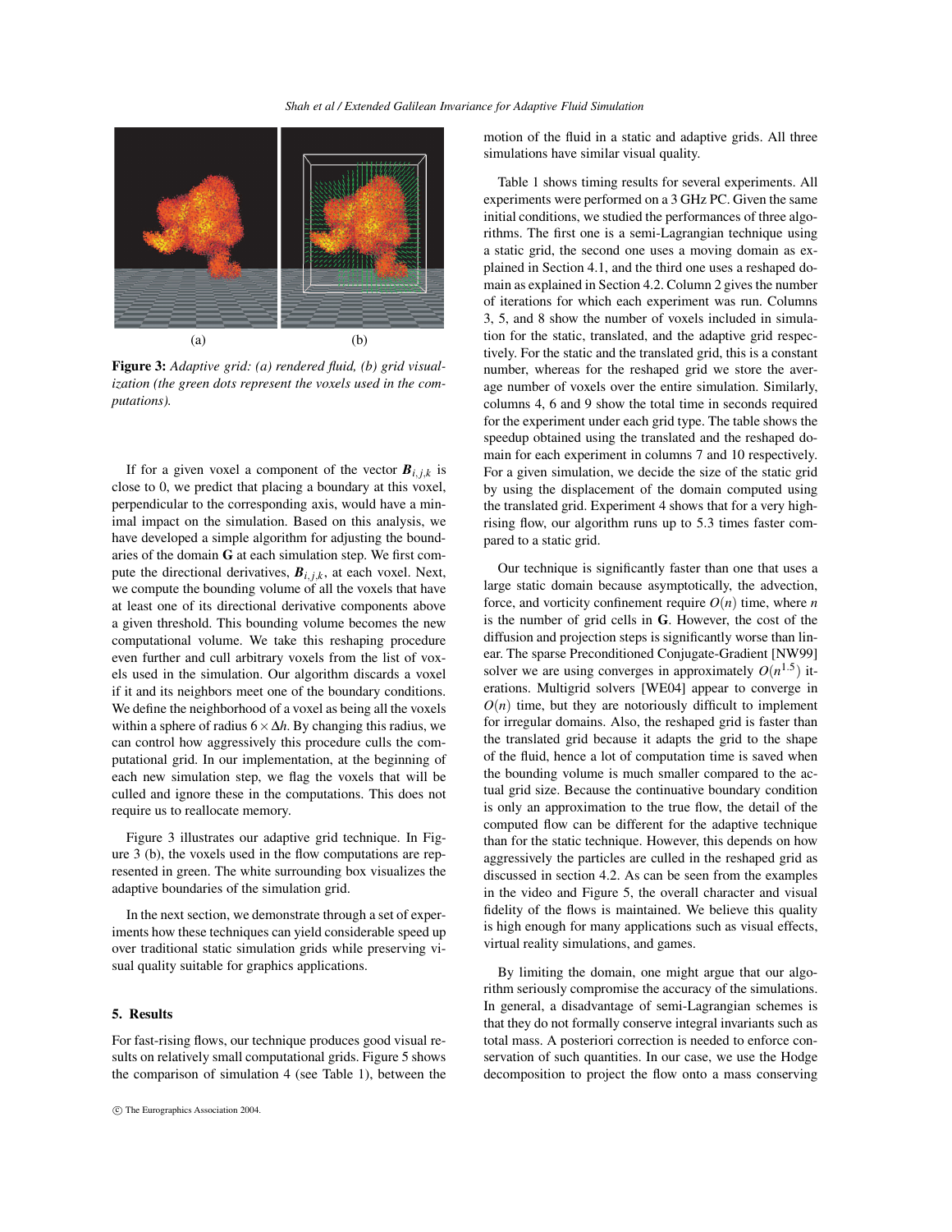(a) (b)

**Figure 3:** *Adaptive grid: (a) rendered fluid, (b) grid visualization (the green dots represent the voxels used in the computations).*

If for a given voxel a component of the vector $\boldsymbol{B}_{i,j,k}$ is close to 0, we predict that placing a boundary at this voxel, perpendicular to the corresponding axis, would have a minimal impact on the simulation. Based on this analysis, we have developed a simple algorithm for adjusting the boundaries of the domain **G** at each simulation step. We first compute the directional derivatives, $\boldsymbol{B}_{i,j,k}$, at each voxel. Next, we compute the bounding volume of all the voxels that have at least one of its directional derivative components above a given threshold. This bounding volume becomes the new computational volume. We take this reshaping procedure even further and cull arbitrary voxels from the list of voxels used in the simulation. Our algorithm discards a voxel if it and its neighbors meet one of the boundary conditions. We define the neighborhood of a voxel as being all the voxels within a sphere of radius $6 \times \Delta h$. By changing this radius, we can control how aggressively this procedure culls the computational grid. In our implementation, at the beginning of each new simulation step, we flag the voxels that will be culled and ignore these in the computations. This does not require us to reallocate memory.

Figure 3 illustrates our adaptive grid technique. In Figure 3 (b), the voxels used in the flow computations are represented in green. The white surrounding box visualizes the adaptive boundaries of the simulation grid.

In the next section, we demonstrate through a set of experiments how these techniques can yield considerable speed up over traditional static simulation grids while preserving visual quality suitable for graphics applications.

## 5. Results

For fast-rising flows, our technique produces good visual results on relatively small computational grids. Figure 5 shows the comparison of simulation 4 (see Table 1), between the motion of the fluid in a static and adaptive grids. All three simulations have similar visual quality.

Table 1 shows timing results for several experiments. All experiments were performed on a 3 GHz PC. Given the same initial conditions, we studied the performances of three algorithms. The first one is a semi-Lagrangian technique using a static grid, the second one uses a moving domain as explained in Section 4.1, and the third one uses a reshaped domain as explained in Section 4.2. Column 2 gives the number of iterations for which each experiment was run. Columns 3, 5, and 8 show the number of voxels included in simulation for the static, translated, and the adaptive grid respectively. For the static and the translated grid, this is a constant number, whereas for the reshaped grid we store the average number of voxels over the entire simulation. Similarly, columns 4, 6 and 9 show the total time in seconds required for the experiment under each grid type. The table shows the speedup obtained using the translated and the reshaped domain for each experiment in columns 7 and 10 respectively. For a given simulation, we decide the size of the static grid by using the displacement of the domain computed using the translated grid. Experiment 4 shows that for a very high-rising flow, our algorithm runs up to 5.3 times faster compared to a static grid.

Our technique is significantly faster than one that uses a large static domain because asymptotically, the advection, force, and vorticity confinement require $O(n)$ time, where $n$ is the number of grid cells in **G**. However, the cost of the diffusion and projection steps is significantly worse than linear. The sparse Preconditioned Conjugate-Gradient [NW99] solver we are using converges in approximately $O(n^{1.5})$ iterations. Multigrid solvers [WE04] appear to converge in $O(n)$ time, but they are notoriously difficult to implement for irregular domains. Also, the reshaped grid is faster than the translated grid because it adapts the grid to the shape of the fluid, hence a lot of computation time is saved when the bounding volume is much smaller compared to the actual grid size. Because the continuative boundary condition is only an approximation to the true flow, the detail of the computed flow can be different for the adaptive technique than for the static technique. However, this depends on how aggressively the particles are culled in the reshaped grid as discussed in section 4.2. As can be seen from the examples in the video and Figure 5, the overall character and visual fidelity of the flows is maintained. We believe this quality is high enough for many applications such as visual effects, virtual reality simulations, and games.

By limiting the domain, one might argue that our algorithm seriously compromise the accuracy of the simulations. In general, a disadvantage of semi-Lagrangian schemes is that they do not formally conserve integral invariants such as total mass. A posteriori correction is needed to enforce conservation of such quantities. In our case, we use the Hodge decomposition to project the flow onto a mass conserving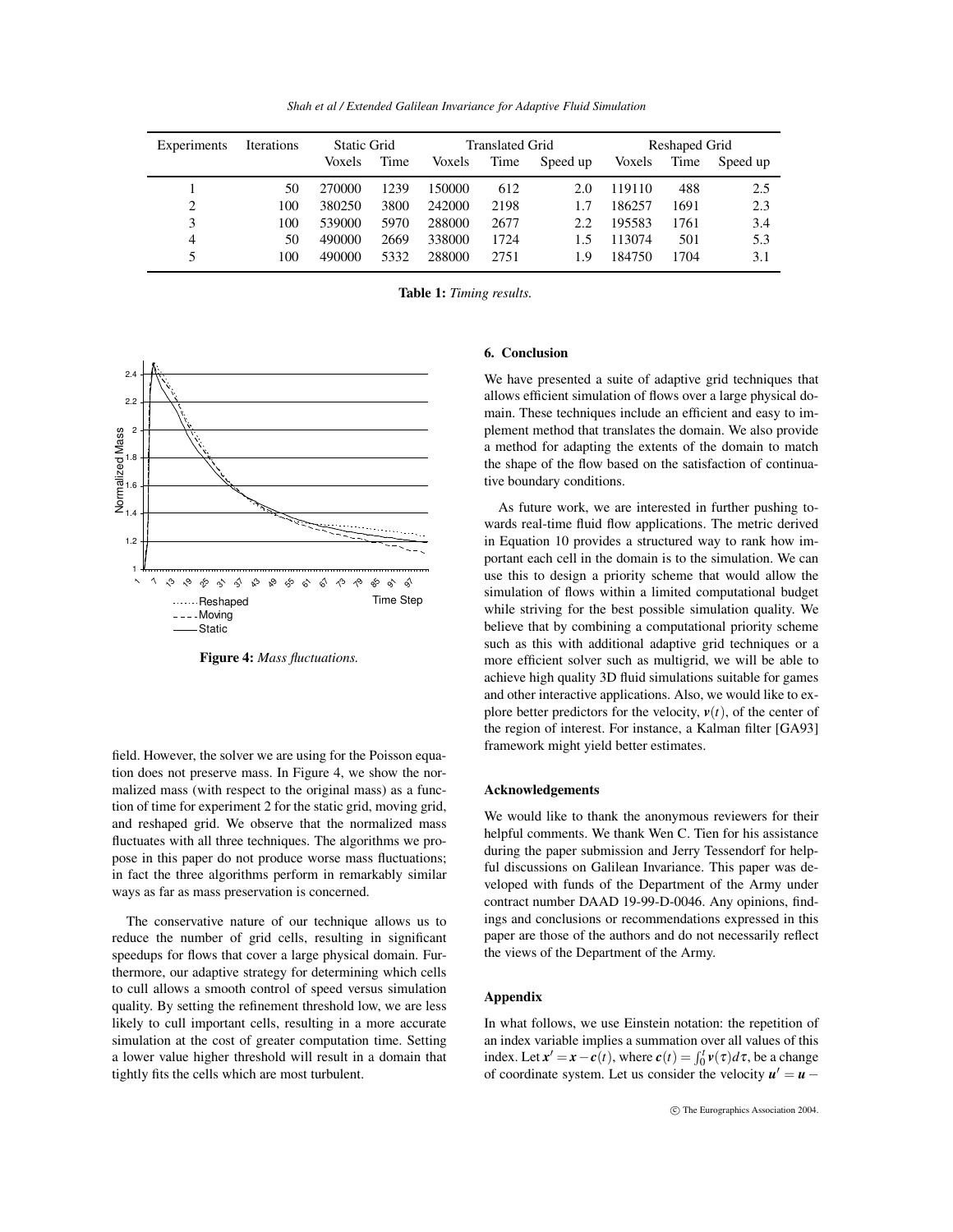| Experiments | Iterations | Static Grid |  | Translated Grid |  |  | Reshaped Grid |  |  |
|---|---|---|---|---|---|---|---|---|---|
|  |  | Voxels | Time | Voxels | Time | Speed up | Voxels | Time | Speed up |
| 1 | 50 | 270000 | 1239 | 150000 | 612 | 2.0 | 119110 | 488 | 2.5 |
| 2 | 100 | 380250 | 3800 | 242000 | 2198 | 1.7 | 186257 | 1691 | 2.3 |
| 3 | 100 | 539000 | 5970 | 288000 | 2677 | 2.2 | 195583 | 1761 | 3.4 |
| 4 | 50 | 490000 | 2669 | 338000 | 1724 | 1.5 | 113074 | 501 | 5.3 |
| 5 | 100 | 490000 | 5332 | 288000 | 2751 | 1.9 | 184750 | 1704 | 3.1 |

**Table 1:** *Timing results.*

**Figure 4:** *Mass fluctuations.*

field. However, the solver we are using for the Poisson equation does not preserve mass. In Figure 4, we show the normalized mass (with respect to the original mass) as a function of time for experiment 2 for the static grid, moving grid, and reshaped grid. We observe that the normalized mass fluctuates with all three techniques. The algorithms we propose in this paper do not produce worse mass fluctuations; in fact the three algorithms perform in remarkably similar ways as far as mass preservation is concerned.

The conservative nature of our technique allows us to reduce the number of grid cells, resulting in significant speedups for flows that cover a large physical domain. Furthermore, our adaptive strategy for determining which cells to cull allows a smooth control of speed versus simulation quality. By setting the refinement threshold low, we are less likely to cull important cells, resulting in a more accurate simulation at the cost of greater computation time. Setting a lower value higher threshold will result in a domain that tightly fits the cells which are most turbulent.

## 6. Conclusion

We have presented a suite of adaptive grid techniques that allows efficient simulation of flows over a large physical domain. These techniques include an efficient and easy to implement method that translates the domain. We also provide a method for adapting the extents of the domain to match the shape of the flow based on the satisfaction of continuative boundary conditions.

As future work, we are interested in further pushing towards real-time fluid flow applications. The metric derived in Equation 10 provides a structured way to rank how important each cell in the domain is to the simulation. We can use this to design a priority scheme that would allow the simulation of flows within a limited computational budget while striving for the best possible simulation quality. We believe that by combining a computational priority scheme such as this with additional adaptive grid techniques or a more efficient solver such as multigrid, we will be able to achieve high quality 3D fluid simulations suitable for games and other interactive applications. Also, we would like to explore better predictors for the velocity, $\boldsymbol{v}(t)$, of the center of the region of interest. For instance, a Kalman filter [GA93] framework might yield better estimates.

## Acknowledgements

We would like to thank the anonymous reviewers for their helpful comments. We thank Wen C. Tien for his assistance during the paper submission and Jerry Tessendorf for helpful discussions on Galilean Invariance. This paper was developed with funds of the Department of the Army under contract number DAAD 19-99-D-0046. Any opinions, findings and conclusions or recommendations expressed in this paper are those of the authors and do not necessarily reflect the views of the Department of the Army.

## Appendix

In what follows, we use Einstein notation: the repetition of an index variable implies a summation over all values of this index. Let $\boldsymbol{x}' = \boldsymbol{x} - \boldsymbol{c}(t)$, where $\boldsymbol{c}(t) = \int_0^t \boldsymbol{v}(\tau) d\tau$, be a change of coordinate system. Let us consider the velocity $\boldsymbol{u}' = \boldsymbol{u} -$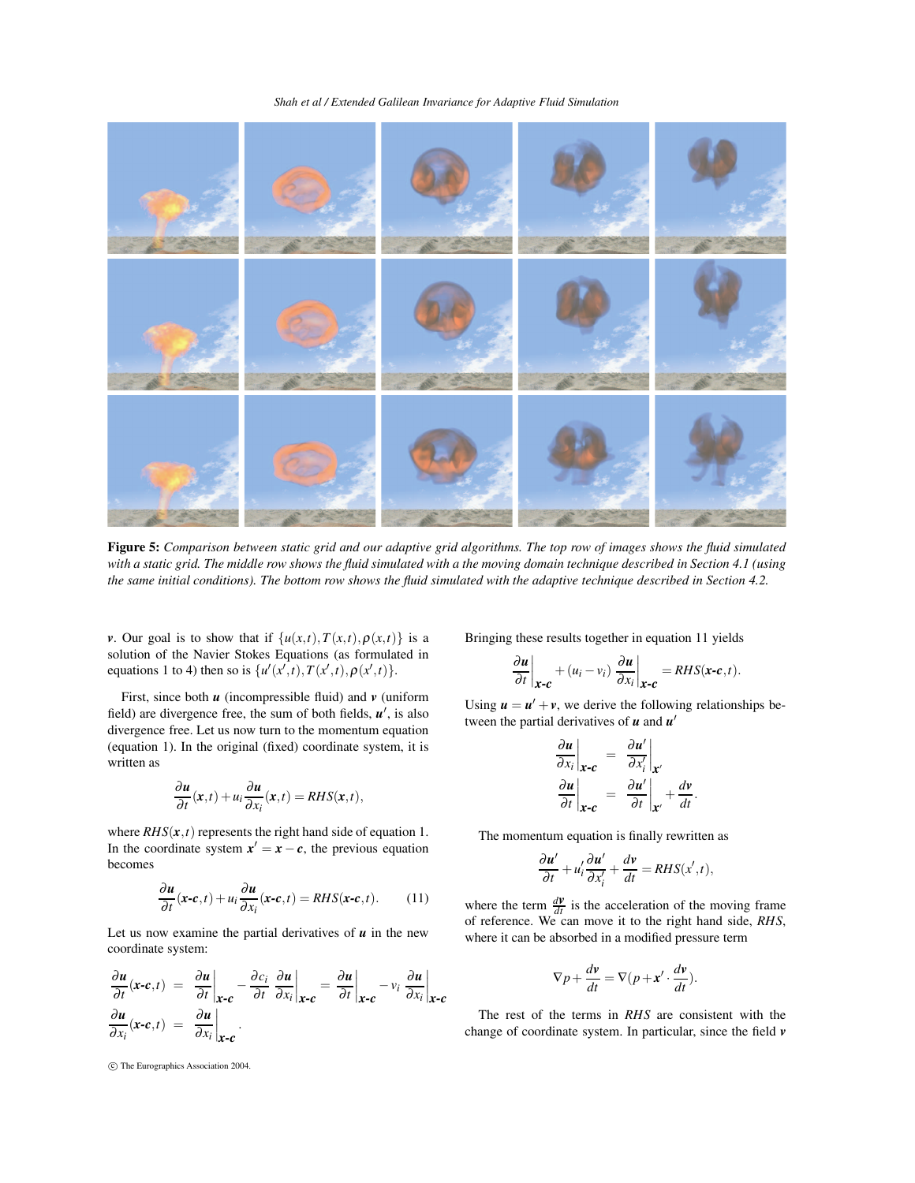**Figure 5:** *Comparison between static grid and our adaptive grid algorithms. The top row of images shows the fluid simulated with a static grid. The middle row shows the fluid simulated with a the moving domain technique described in Section 4.1 (using the same initial conditions). The bottom row shows the fluid simulated with the adaptive technique described in Section 4.2.*

$\boldsymbol{v}$. Our goal is to show that if $\{u(x,t), T(x,t), \rho(x,t)\}$ is a solution of the Navier Stokes Equations (as formulated in equations 1 to 4) then so is $\{u'(x',t), T(x',t), \rho(x',t)\}$.

First, since both $\boldsymbol{u}$ (incompressible fluid) and $\boldsymbol{v}$ (uniform field) are divergence free, the sum of both fields, $\boldsymbol{u}'$, is also divergence free. Let us now turn to the momentum equation (equation 1). In the original (fixed) coordinate system, it is written as

$$\frac{\partial \boldsymbol{u}}{\partial t}(\boldsymbol{x},t) + u_i \frac{\partial \boldsymbol{u}}{\partial x_i}(\boldsymbol{x},t) = RHS(\boldsymbol{x},t),$$

where $RHS(\boldsymbol{x},t)$ represents the right hand side of equation 1. In the coordinate system $\boldsymbol{x}' = \boldsymbol{x} - \boldsymbol{c}$, the previous equation becomes

$$\frac{\partial \boldsymbol{u}}{\partial t}(\boldsymbol{x}\text{-}\boldsymbol{c},t) + u_i \frac{\partial \boldsymbol{u}}{\partial x_i}(\boldsymbol{x}\text{-}\boldsymbol{c},t) = RHS(\boldsymbol{x}\text{-}\boldsymbol{c},t). \tag{11}$$

Let us now examine the partial derivatives of $\boldsymbol{u}$ in the new coordinate system:

$$\begin{aligned}
\frac{\partial \boldsymbol{u}}{\partial t}(\boldsymbol{x}\text{-}\boldsymbol{c},t) &= \left.\frac{\partial \boldsymbol{u}}{\partial t}\right|_{\boldsymbol{x}\text{-}\boldsymbol{c}} - \frac{\partial c_i}{\partial t}\left.\frac{\partial \boldsymbol{u}}{\partial x_i}\right|_{\boldsymbol{x}\text{-}\boldsymbol{c}} = \left.\frac{\partial \boldsymbol{u}}{\partial t}\right|_{\boldsymbol{x}\text{-}\boldsymbol{c}} - v_i \left.\frac{\partial \boldsymbol{u}}{\partial x_i}\right|_{\boldsymbol{x}\text{-}\boldsymbol{c}} \\
\frac{\partial \boldsymbol{u}}{\partial x_i}(\boldsymbol{x}\text{-}\boldsymbol{c},t) &= \left.\frac{\partial \boldsymbol{u}}{\partial x_i}\right|_{\boldsymbol{x}\text{-}\boldsymbol{c}}.
\end{aligned}$$

Bringing these results together in equation 11 yields

$$\left.\frac{\partial \boldsymbol{u}}{\partial t}\right|_{\boldsymbol{x}\text{-}\boldsymbol{c}} + (u_i - v_i)\left.\frac{\partial \boldsymbol{u}}{\partial x_i}\right|_{\boldsymbol{x}\text{-}\boldsymbol{c}} = RHS(\boldsymbol{x}\text{-}\boldsymbol{c},t).$$

Using $\boldsymbol{u} = \boldsymbol{u}' + \boldsymbol{v}$, we derive the following relationships between the partial derivatives of $\boldsymbol{u}$ and $\boldsymbol{u}'$

$$\begin{aligned}
\left.\frac{\partial \boldsymbol{u}}{\partial x_i}\right|_{\boldsymbol{x}\text{-}\boldsymbol{c}} &= \left.\frac{\partial \boldsymbol{u}'}{\partial x_i'}\right|_{\boldsymbol{x}'} \\
\left.\frac{\partial \boldsymbol{u}}{\partial t}\right|_{\boldsymbol{x}\text{-}\boldsymbol{c}} &= \left.\frac{\partial \boldsymbol{u}'}{\partial t}\right|_{\boldsymbol{x}'} + \frac{d\boldsymbol{v}}{dt}.
\end{aligned}$$

The momentum equation is finally rewritten as

$$\frac{\partial \boldsymbol{u}'}{\partial t} + u_i' \frac{\partial \boldsymbol{u}'}{\partial x_i'} + \frac{d\boldsymbol{v}}{dt} = RHS(x',t),$$

where the term $\frac{d\boldsymbol{v}}{dt}$ is the acceleration of the moving frame of reference. We can move it to the right hand side, *RHS*, where it can be absorbed in a modified pressure term

$$\nabla p + \frac{d\boldsymbol{v}}{dt} = \nabla(p + \boldsymbol{x}' \cdot \frac{d\boldsymbol{v}}{dt}).$$

The rest of the terms in *RHS* are consistent with the change of coordinate system. In particular, since the field $\boldsymbol{v}$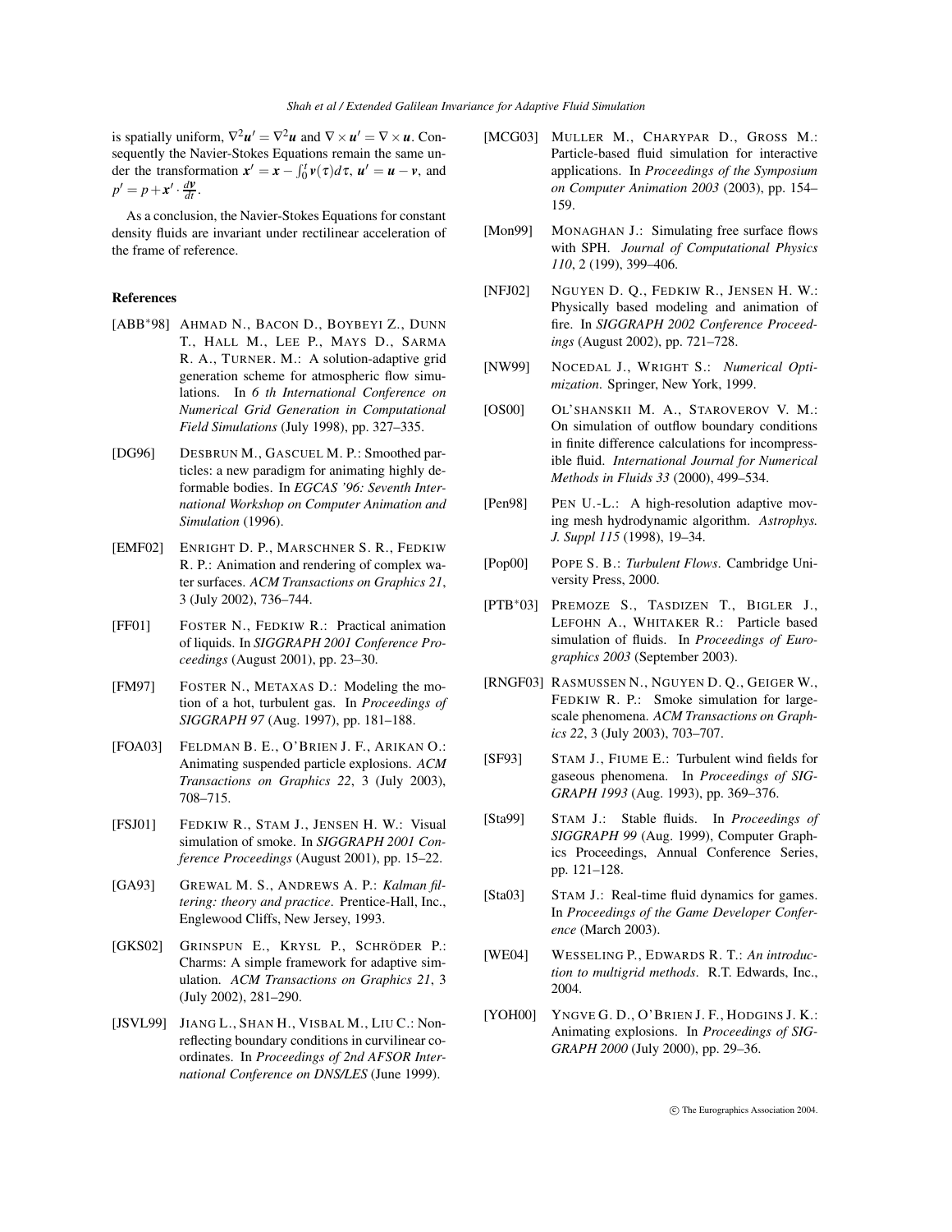is spatially uniform, $\nabla^2 \boldsymbol{u}' = \nabla^2 \boldsymbol{u}$ and $\nabla \times \boldsymbol{u}' = \nabla \times \boldsymbol{u}$. Consequently the Navier-Stokes Equations remain the same under the transformation $\boldsymbol{x}' = \boldsymbol{x} - \int_0^t \boldsymbol{v}(\tau) d\tau$, $\boldsymbol{u}' = \boldsymbol{u} - \boldsymbol{v}$, and $p' = p + \boldsymbol{x}' \cdot \frac{d\boldsymbol{v}}{dt}$.

As a conclusion, the Navier-Stokes Equations for constant density fluids are invariant under rectilinear acceleration of the frame of reference.

#### References

[ABB*98] AHMAD N., BACON D., BOYBEYI Z., DUNN T., HALL M., LEE P., MAYS D., SARMA R. A., TURNER. M.: A solution-adaptive grid generation scheme for atmospheric flow simulations. In *6 th International Conference on Numerical Grid Generation in Computational Field Simulations* (July 1998), pp. 327–335.

[DG96] DESBRUN M., GASCUEL M. P.: Smoothed particles: a new paradigm for animating highly deformable bodies. In *EGCAS '96: Seventh International Workshop on Computer Animation and Simulation* (1996).

[EMF02] ENRIGHT D. P., MARSCHNER S. R., FEDKIW R. P.: Animation and rendering of complex water surfaces. *ACM Transactions on Graphics 21*, 3 (July 2002), 736–744.

[FF01] FOSTER N., FEDKIW R.: Practical animation of liquids. In *SIGGRAPH 2001 Conference Proceedings* (August 2001), pp. 23–30.

[FM97] FOSTER N., METAXAS D.: Modeling the motion of a hot, turbulent gas. In *Proceedings of SIGGRAPH 97* (Aug. 1997), pp. 181–188.

[FOA03] FELDMAN B. E., O'BRIEN J. F., ARIKAN O.: Animating suspended particle explosions. *ACM Transactions on Graphics 22*, 3 (July 2003), 708–715.

[FSJ01] FEDKIW R., STAM J., JENSEN H. W.: Visual simulation of smoke. In *SIGGRAPH 2001 Conference Proceedings* (August 2001), pp. 15–22.

[GA93] GREWAL M. S., ANDREWS A. P.: *Kalman filtering: theory and practice*. Prentice-Hall, Inc., Englewood Cliffs, New Jersey, 1993.

[GKS02] GRINSPUN E., KRYSL P., SCHRÖDER P.: Charms: A simple framework for adaptive simulation. *ACM Transactions on Graphics 21*, 3 (July 2002), 281–290.

[JSVL99] JIANG L., SHAN H., VISBAL M., LIU C.: Nonreflecting boundary conditions in curvilinear coordinates. In *Proceedings of 2nd AFSOR International Conference on DNS/LES* (June 1999).

[MCG03] MULLER M., CHARYPAR D., GROSS M.: Particle-based fluid simulation for interactive applications. In *Proceedings of the Symposium on Computer Animation 2003* (2003), pp. 154–159.

[Mon99] MONAGHAN J.: Simulating free surface flows with SPH. *Journal of Computational Physics 110*, 2 (199), 399–406.

[NFJ02] NGUYEN D. Q., FEDKIW R., JENSEN H. W.: Physically based modeling and animation of fire. In *SIGGRAPH 2002 Conference Proceedings* (August 2002), pp. 721–728.

[NW99] NOCEDAL J., WRIGHT S.: *Numerical Optimization*. Springer, New York, 1999.

[OS00] OL'SHANSKII M. A., STAROVEROV V. M.: On simulation of outflow boundary conditions in finite difference calculations for incompressible fluid. *International Journal for Numerical Methods in Fluids 33* (2000), 499–534.

[Pen98] PEN U.-L.: A high-resolution adaptive moving mesh hydrodynamic algorithm. *Astrophys. J. Suppl 115* (1998), 19–34.

[Pop00] POPE S. B.: *Turbulent Flows*. Cambridge University Press, 2000.

[PTB*03] PREMOZE S., TASDIZEN T., BIGLER J., LEFOHN A., WHITAKER R.: Particle based simulation of fluids. In *Proceedings of Eurographics 2003* (September 2003).

[RNGF03] RASMUSSEN N., NGUYEN D. Q., GEIGER W., FEDKIW R. P.: Smoke simulation for large-scale phenomena. *ACM Transactions on Graphics 22*, 3 (July 2003), 703–707.

[SF93] STAM J., FIUME E.: Turbulent wind fields for gaseous phenomena. In *Proceedings of SIGGRAPH 1993* (Aug. 1993), pp. 369–376.

[Sta99] STAM J.: Stable fluids. In *Proceedings of SIGGRAPH 99* (Aug. 1999), Computer Graphics Proceedings, Annual Conference Series, pp. 121–128.

[Sta03] STAM J.: Real-time fluid dynamics for games. In *Proceedings of the Game Developer Conference* (March 2003).

[WE04] WESSELING P., EDWARDS R. T.: *An introduction to multigrid methods*. R.T. Edwards, Inc., 2004.

[YOH00] YNGVE G. D., O'BRIEN J. F., HODGINS J. K.: Animating explosions. In *Proceedings of SIGGRAPH 2000* (July 2000), pp. 29–36.